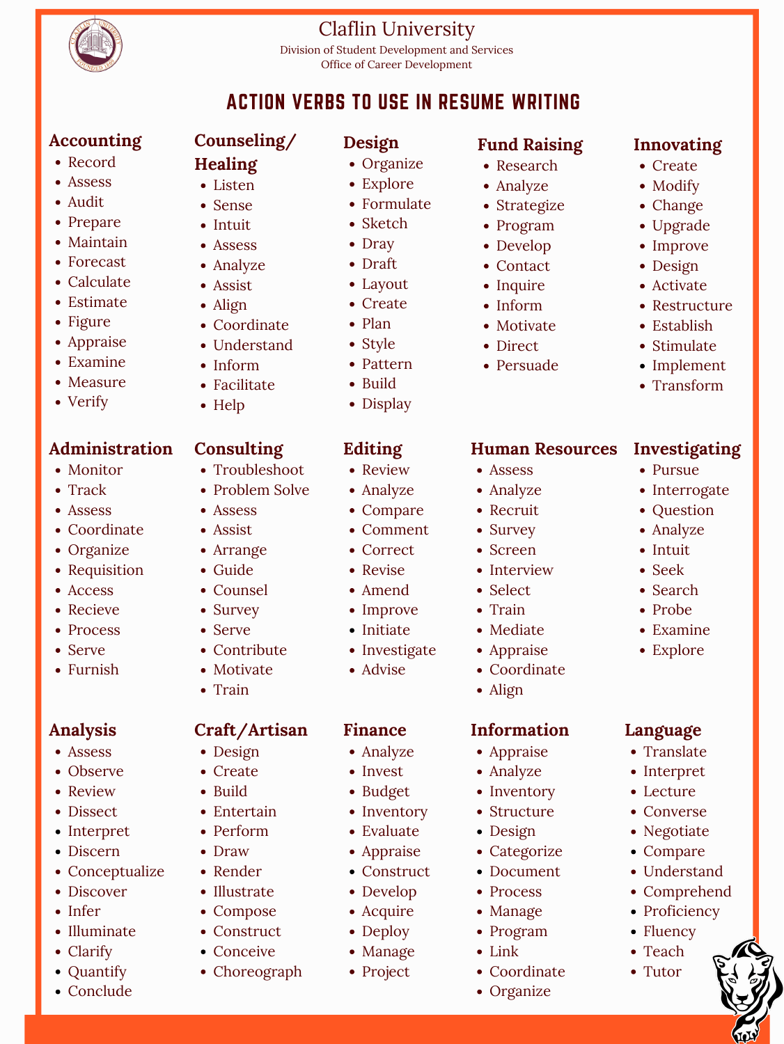# Claflin University

Division of Student Development and Services
Office of Career Development

## ACTION VERBS TO USE IN RESUME WRITING

### Accounting
- Record
- Assess
- Audit
- Prepare
- Maintain
- Forecast
- Calculate
- Estimate
- Figure
- Appraise
- Examine
- Measure
- Verify

### Counseling/ Healing
- Listen
- Sense
- Intuit
- Assess
- Analyze
- Assist
- Align
- Coordinate
- Understand
- Inform
- Facilitate
- Help

### Design
- Organize
- Explore
- Formulate
- Sketch
- Dray
- Draft
- Layout
- Create
- Plan
- Style
- Pattern
- Build
- Display

### Fund Raising
- Research
- Analyze
- Strategize
- Program
- Develop
- Contact
- Inquire
- Inform
- Motivate
- Direct
- Persuade

### Innovating
- Create
- Modify
- Change
- Upgrade
- Improve
- Design
- Activate
- Restructure
- Establish
- Stimulate
- Implement
- Transform

### Administration
- Monitor
- Track
- Assess
- Coordinate
- Organize
- Requisition
- Access
- Recieve
- Process
- Serve
- Furnish

### Consulting
- Troubleshoot
- Problem Solve
- Assess
- Assist
- Arrange
- Guide
- Counsel
- Survey
- Serve
- Contribute
- Motivate
- Train

### Editing
- Review
- Analyze
- Compare
- Comment
- Correct
- Revise
- Amend
- Improve
- Initiate
- Investigate
- Advise

### Human Resources
- Assess
- Analyze
- Recruit
- Survey
- Screen
- Interview
- Select
- Train
- Mediate
- Appraise
- Coordinate
- Align

### Investigating
- Pursue
- Interrogate
- Question
- Analyze
- Intuit
- Seek
- Search
- Probe
- Examine
- Explore

### Analysis
- Assess
- Observe
- Review
- Dissect
- Interpret
- Discern
- Conceptualize
- Discover
- Infer
- Illuminate
- Clarify
- Quantify
- Conclude

### Craft/Artisan
- Design
- Create
- Build
- Entertain
- Perform
- Draw
- Render
- Illustrate
- Compose
- Construct
- Conceive
- Choreograph

### Finance
- Analyze
- Invest
- Budget
- Inventory
- Evaluate
- Appraise
- Construct
- Develop
- Acquire
- Deploy
- Manage
- Project

### Information
- Appraise
- Analyze
- Inventory
- Structure
- Design
- Categorize
- Document
- Process
- Manage
- Program
- Link
- Coordinate
- Organize

### Language
- Translate
- Interpret
- Lecture
- Converse
- Negotiate
- Compare
- Understand
- Comprehend
- Proficiency
- Fluency
- Teach
- Tutor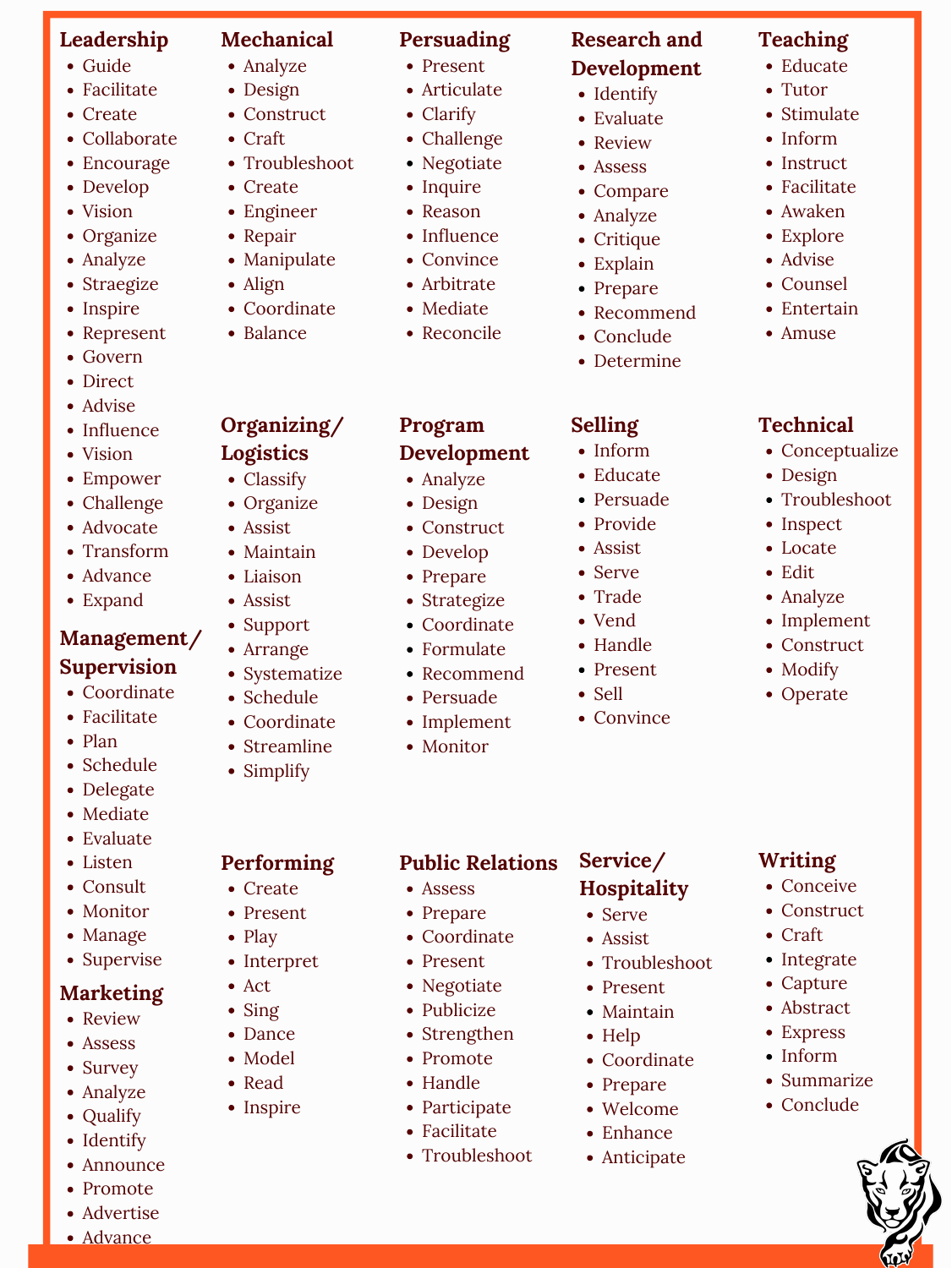## Leadership

- Guide
- Facilitate
- Create
- Collaborate
- Encourage
- Develop
- Vision
- Organize
- Analyze
- Straegize
- Inspire
- Represent
- Govern
- Direct
- Advise
- Influence
- Vision
- Empower
- Challenge
- Advocate
- Transform
- Advance
- Expand

## Management/ Supervision

- Coordinate
- Facilitate
- Plan
- Schedule
- Delegate
- Mediate
- Evaluate
- Listen
- Consult
- Monitor
- Manage
- Supervise

## Marketing

- Review
- Assess
- Survey
- Analyze
- Qualify
- Identify
- Announce
- Promote
- Advertise
- Advance

## Mechanical

- Analyze
- Design
- Construct
- Craft
- Troubleshoot
- Create
- Engineer
- Repair
- Manipulate
- Align
- Coordinate
- Balance

## Organizing/ Logistics

- Classify
- Organize
- Assist
- Maintain
- Liaison
- Assist
- Support
- Arrange
- Systematize
- Schedule
- Coordinate
- Streamline
- Simplify

## Performing

- Create
- Present
- Play
- Interpret
- Act
- Sing
- Dance
- Model
- Read
- Inspire

## Persuading

- Present
- Articulate
- Clarify
- Challenge
- Negotiate
- Inquire
- Reason
- Influence
- Convince
- Arbitrate
- Mediate
- Reconcile

## Program Development

- Analyze
- Design
- Construct
- Develop
- Prepare
- Strategize
- Coordinate
- Formulate
- Recommend
- Persuade
- Implement
- Monitor

## Public Relations

- Assess
- Prepare
- Coordinate
- Present
- Negotiate
- Publicize
- Strengthen
- Promote
- Handle
- Participate
- Facilitate
- Troubleshoot

## Research and Development

- Identify
- Evaluate
- Review
- Assess
- Compare
- Analyze
- Critique
- Explain
- Prepare
- Recommend
- Conclude
- Determine

## Selling

- Inform
- Educate
- Persuade
- Provide
- Assist
- Serve
- Trade
- Vend
- Handle
- Present
- Sell
- Convince

## Service/ Hospitality

- Serve
- Assist
- Troubleshoot
- Present
- Maintain
- Help
- Coordinate
- Prepare
- Welcome
- Enhance
- Anticipate

## Teaching

- Educate
- Tutor
- Stimulate
- Inform
- Instruct
- Facilitate
- Awaken
- Explore
- Advise
- Counsel
- Entertain
- Amuse

## Technical

- Conceptualize
- Design
- Troubleshoot
- Inspect
- Locate
- Edit
- Analyze
- Implement
- Construct
- Modify
- Operate

## Writing

- Conceive
- Construct
- Craft
- Integrate
- Capture
- Abstract
- Express
- Inform
- Summarize
- Conclude